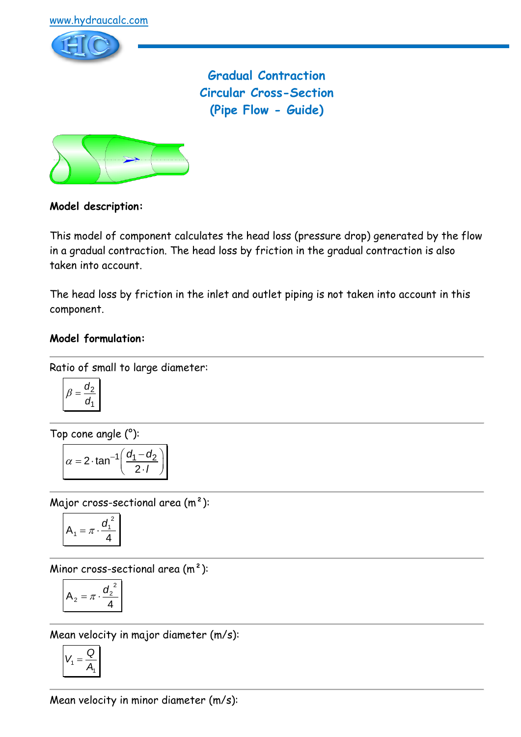www.hydraucalc.com

# Gradual Contraction
# Circular Cross-Section
# (Pipe Flow - Guide)

**Model description:**

This model of component calculates the head loss (pressure drop) generated by the flow in a gradual contraction. The head loss by friction in the gradual contraction is also taken into account.

The head loss by friction in the inlet and outlet piping is not taken into account in this component.

**Model formulation:**

Ratio of small to large diameter:

$$\beta = \frac{d_2}{d_1}$$

Top cone angle (°):

$$\alpha = 2 \cdot \tan^{-1}\left(\frac{d_1 - d_2}{2 \cdot l}\right)$$

Major cross-sectional area (m²):

$$A_1 = \pi \cdot \frac{d_1^2}{4}$$

Minor cross-sectional area (m²):

$$A_2 = \pi \cdot \frac{d_2^2}{4}$$

Mean velocity in major diameter (m/s):

$$V_1 = \frac{Q}{A_1}$$

Mean velocity in minor diameter (m/s):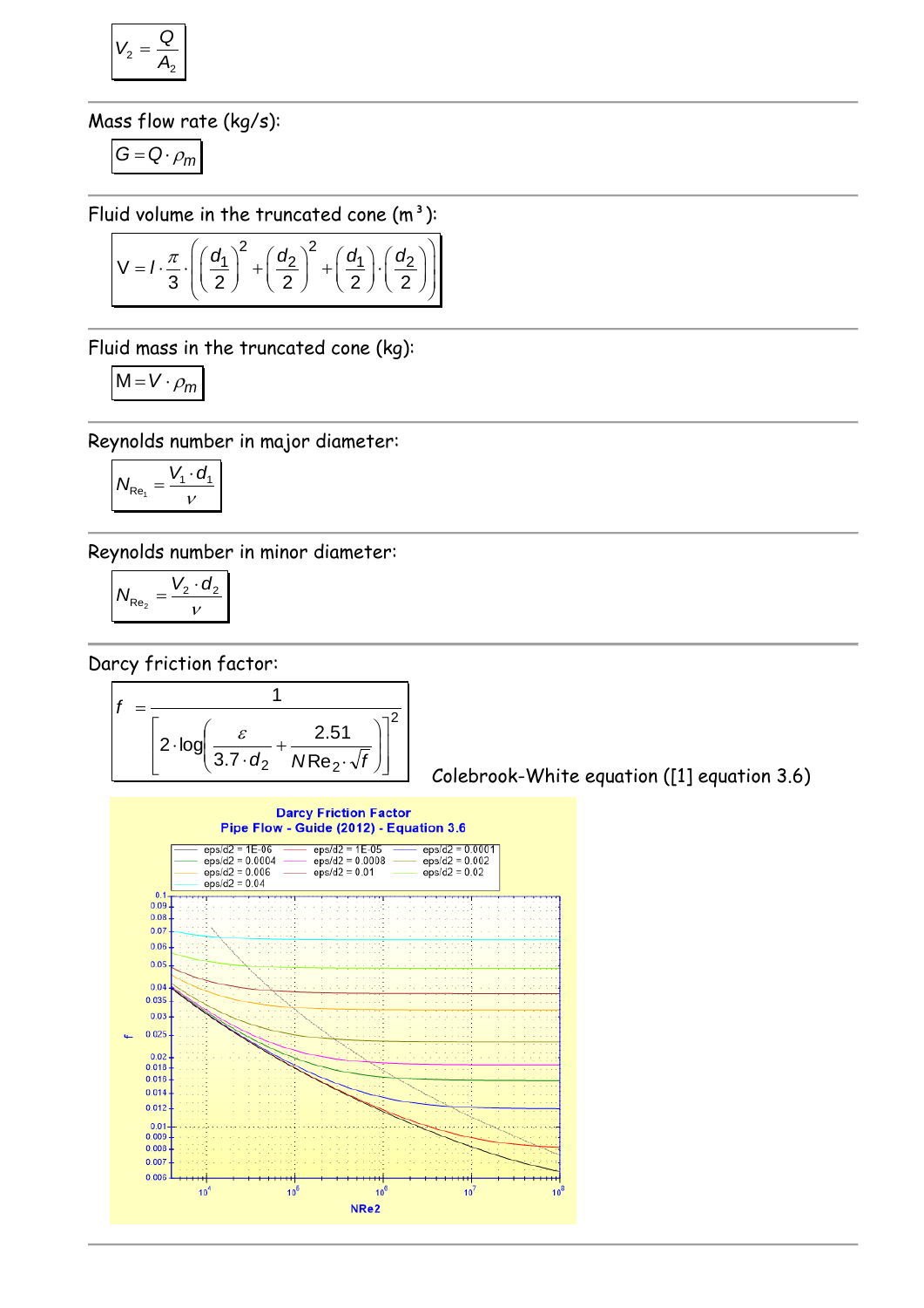$$V_2 = \frac{Q}{A_2}$$

Mass flow rate (kg/s):

$$G = Q \cdot \rho_m$$

Fluid volume in the truncated cone (m³):

$$V = l \cdot \frac{\pi}{3} \cdot \left( \left(\frac{d_1}{2}\right)^2 + \left(\frac{d_2}{2}\right)^2 + \left(\frac{d_1}{2}\right) \cdot \left(\frac{d_2}{2}\right) \right)$$

Fluid mass in the truncated cone (kg):

$$M = V \cdot \rho_m$$

Reynolds number in major diameter:

$$N_{Re_1} = \frac{V_1 \cdot d_1}{\nu}$$

Reynolds number in minor diameter:

$$N_{Re_2} = \frac{V_2 \cdot d_2}{\nu}$$

Darcy friction factor:

$$f = \frac{1}{\left[ 2 \cdot \log\left( \frac{\varepsilon}{3.7 \cdot d_2} + \frac{2.51}{NRe_2 \cdot \sqrt{f}} \right) \right]^2}$$

Colebrook-White equation ([1] equation 3.6)

Darcy Friction Factor
Pipe Flow - Guide (2012) - Equation 3.6

eps/d2 = 1E-06, eps/d2 = 1E-05, eps/d2 = 0.0001, eps/d2 = 0.0004, eps/d2 = 0.0008, eps/d2 = 0.002, eps/d2 = 0.006, eps/d2 = 0.01, eps/d2 = 0.02, eps/d2 = 0.04

f vs. NRe2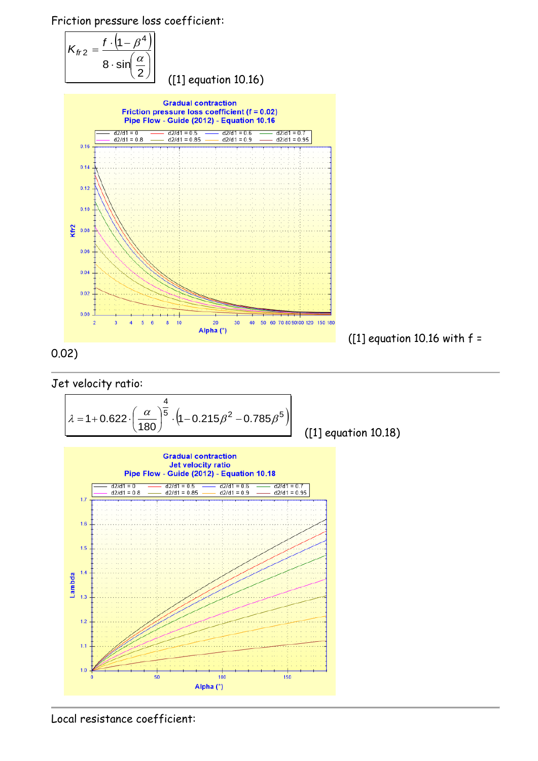Friction pressure loss coefficient:

$$K_{fr2} = \frac{f \cdot \left(1 - \beta^4\right)}{8 \cdot \sin\left(\frac{\alpha}{2}\right)}$$

([1] equation 10.16)

([1] equation 10.16 with f = 0.02)

---

Jet velocity ratio:

$$\lambda = 1 + 0.622 \cdot \left(\frac{\alpha}{180}\right)^{\frac{4}{5}} \cdot \left(1 - 0.215\beta^2 - 0.785\beta^5\right)$$

([1] equation 10.18)

---

Local resistance coefficient: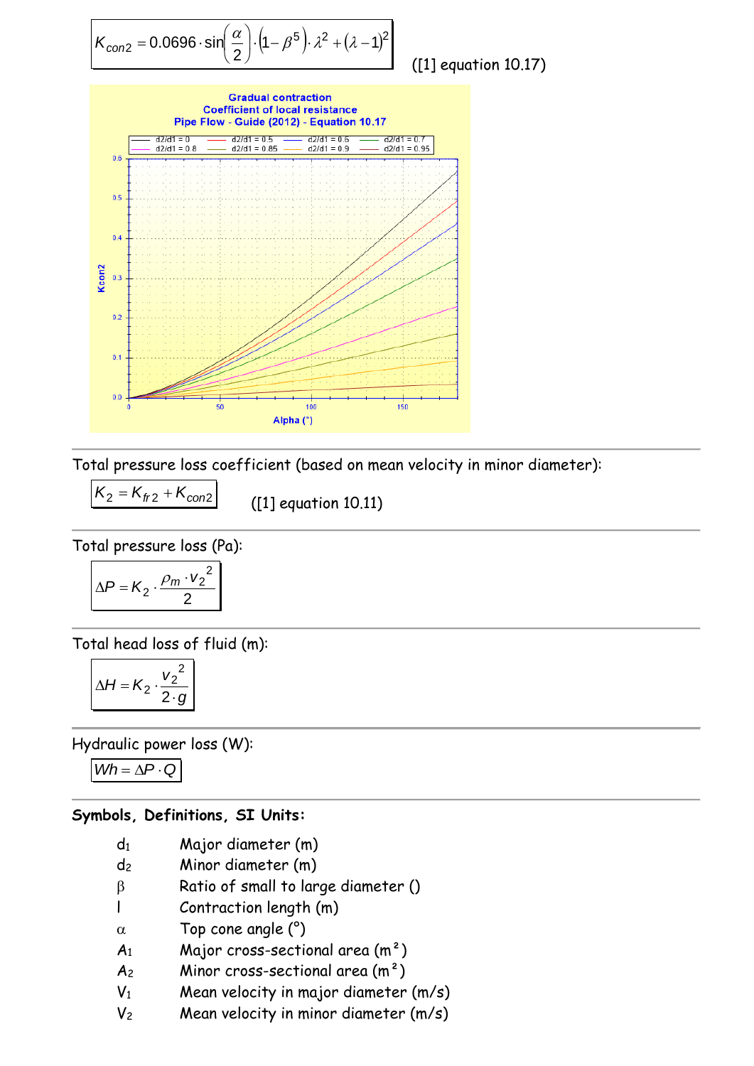$$K_{con2} = 0.0696 \cdot \sin\left(\frac{\alpha}{2}\right) \cdot \left(1 - \beta^5\right) \cdot \lambda^2 + (\lambda - 1)^2$$

([1] equation 10.17)

---

Total pressure loss coefficient (based on mean velocity in minor diameter):

$$K_2 = K_{fr2} + K_{con2}$$

([1] equation 10.11)

---

Total pressure loss (Pa):

$$\Delta P = K_2 \cdot \frac{\rho_m \cdot v_2^{\,2}}{2}$$

---

Total head loss of fluid (m):

$$\Delta H = K_2 \cdot \frac{v_2^{\,2}}{2 \cdot g}$$

---

Hydraulic power loss (W):

$$Wh = \Delta P \cdot Q$$

---

**Symbols, Definitions, SI Units:**

| | |
|---|---|
| $d_1$ | Major diameter (m) |
| $d_2$ | Minor diameter (m) |
| $\beta$ | Ratio of small to large diameter () |
| $l$ | Contraction length (m) |
| $\alpha$ | Top cone angle (°) |
| $A_1$ | Major cross-sectional area (m²) |
| $A_2$ | Minor cross-sectional area (m²) |
| $V_1$ | Mean velocity in major diameter (m/s) |
| $V_2$ | Mean velocity in minor diameter (m/s) |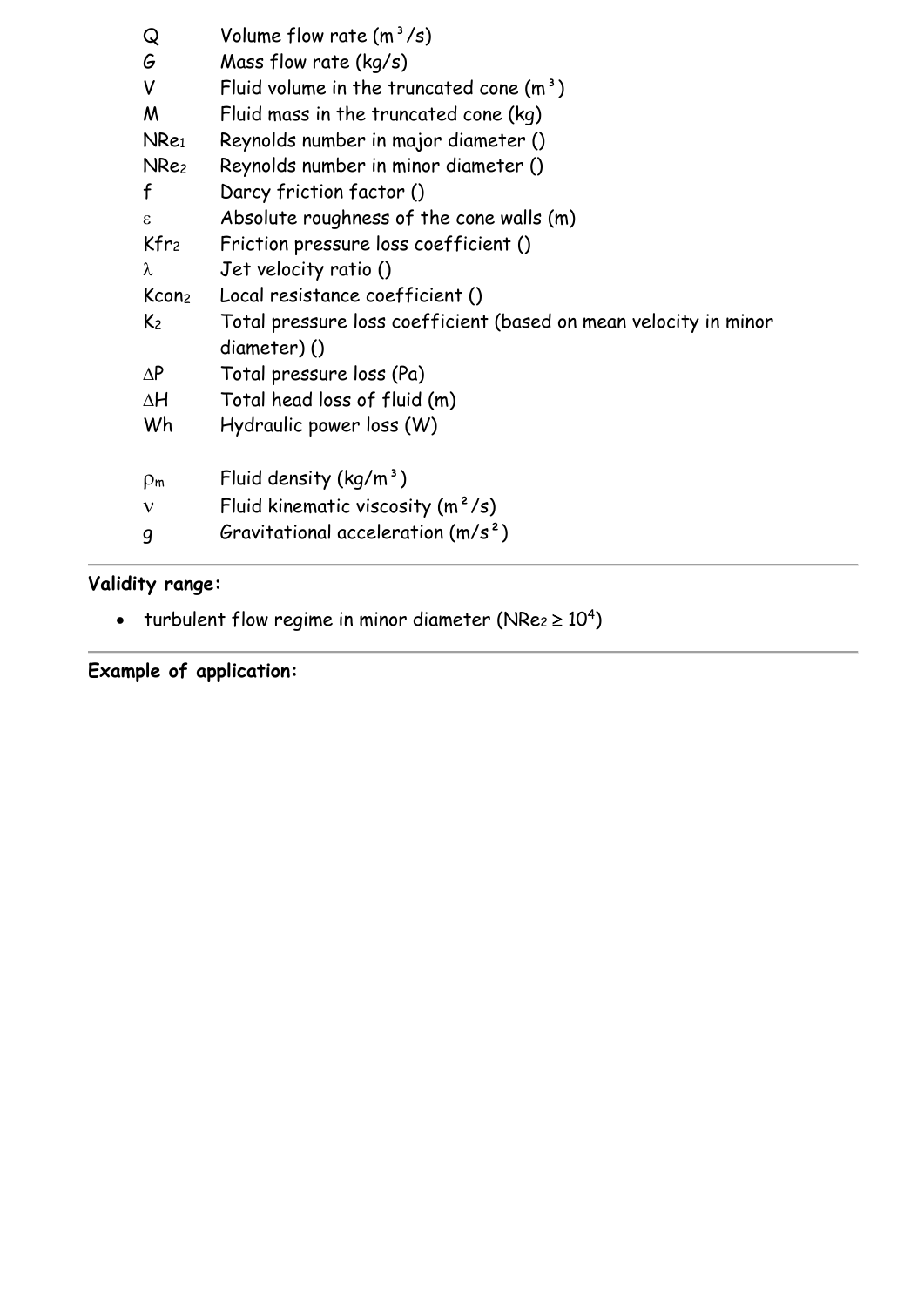$Q$ Volume flow rate (m³/s)
$G$ Mass flow rate (kg/s)
$V$ Fluid volume in the truncated cone (m³)
$M$ Fluid mass in the truncated cone (kg)
$NRe_1$ Reynolds number in major diameter ()
$NRe_2$ Reynolds number in minor diameter ()
$f$ Darcy friction factor ()
$\varepsilon$ Absolute roughness of the cone walls (m)
$Kfr_2$ Friction pressure loss coefficient ()
$\lambda$ Jet velocity ratio ()
$Kcon_2$ Local resistance coefficient ()
$K_2$ Total pressure loss coefficient (based on mean velocity in minor diameter) ()
$\Delta P$ Total pressure loss (Pa)
$\Delta H$ Total head loss of fluid (m)
$Wh$ Hydraulic power loss (W)

$\rho_m$ Fluid density (kg/m³)
$\nu$ Fluid kinematic viscosity (m²/s)
$g$ Gravitational acceleration (m/s²)

---

**Validity range:**

- turbulent flow regime in minor diameter ($NRe_2 \geq 10^4$)

---

**Example of application:**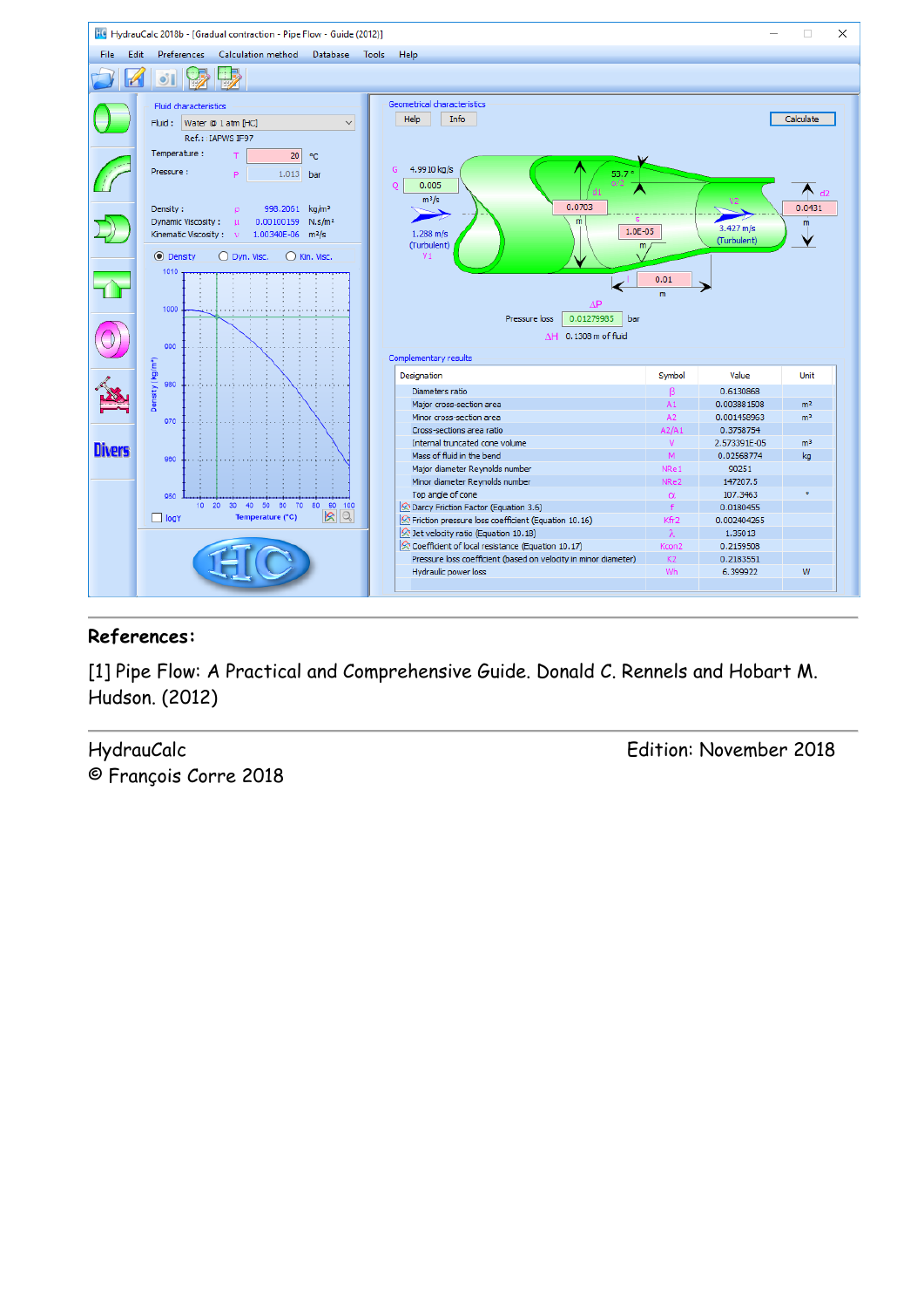## References:

[1] Pipe Flow: A Practical and Comprehensive Guide. Donald C. Rennels and Hobart M. Hudson. (2012)

HydrauCalc
© François Corre 2018

Edition: November 2018